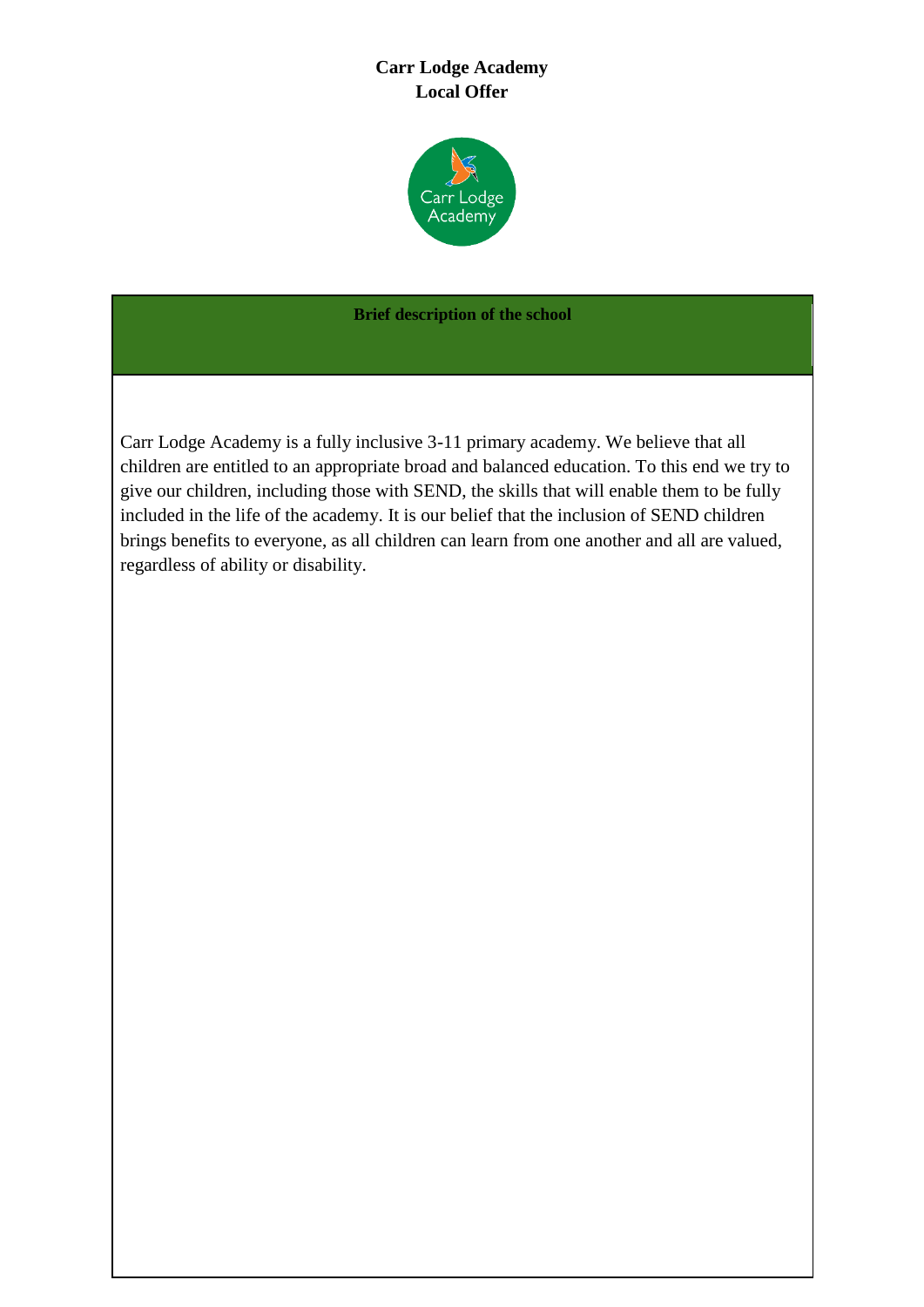# Carr Lodge Academy
# Local Offer

## Brief description of the school

Carr Lodge Academy is a fully inclusive 3-11 primary academy. We believe that all children are entitled to an appropriate broad and balanced education. To this end we try to give our children, including those with SEND, the skills that will enable them to be fully included in the life of the academy. It is our belief that the inclusion of SEND children brings benefits to everyone, as all children can learn from one another and all are valued, regardless of ability or disability.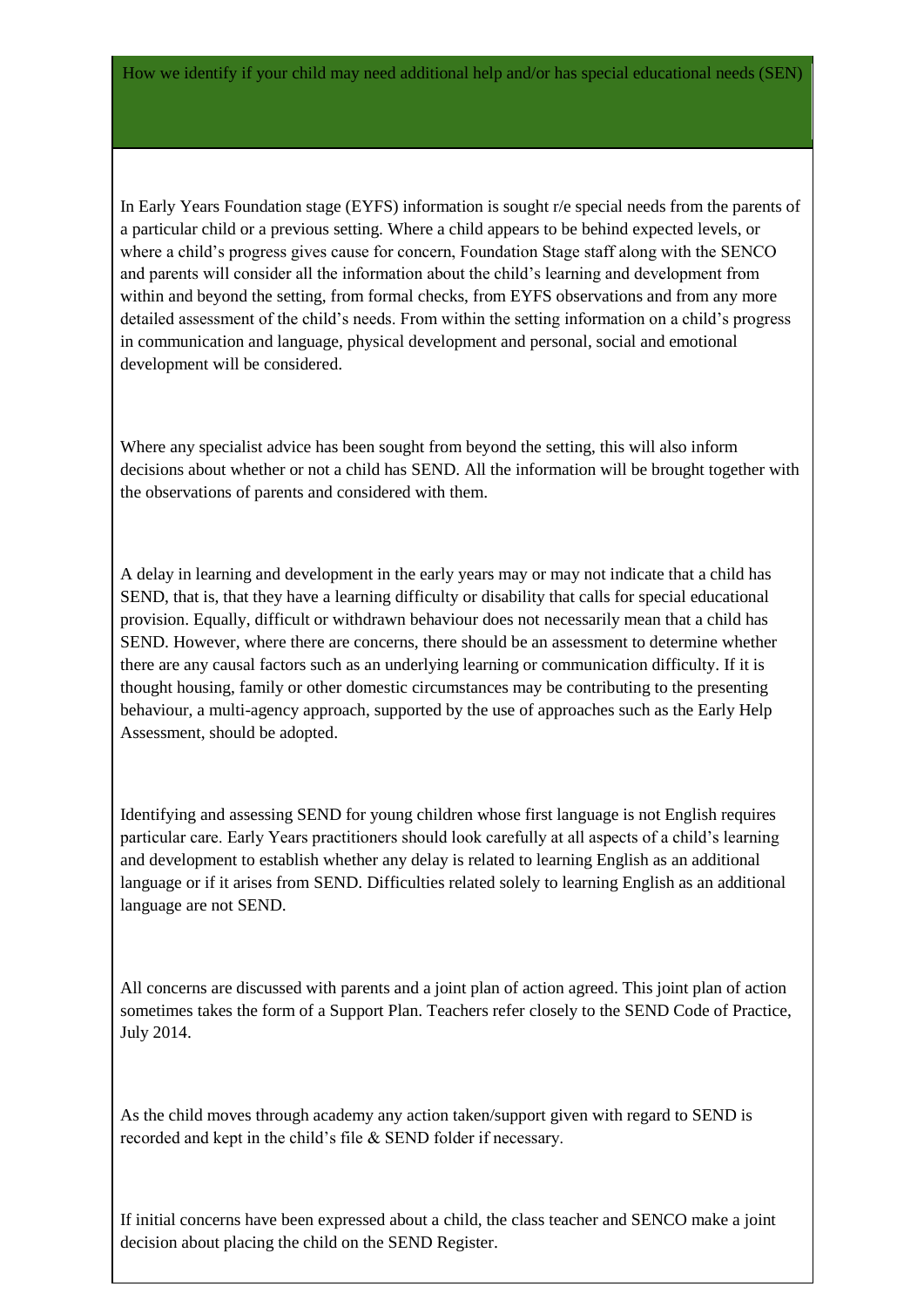## How we identify if your child may need additional help and/or has special educational needs (SEN)

In Early Years Foundation stage (EYFS) information is sought r/e special needs from the parents of a particular child or a previous setting. Where a child appears to be behind expected levels, or where a child's progress gives cause for concern, Foundation Stage staff along with the SENCO and parents will consider all the information about the child's learning and development from within and beyond the setting, from formal checks, from EYFS observations and from any more detailed assessment of the child's needs. From within the setting information on a child's progress in communication and language, physical development and personal, social and emotional development will be considered.

Where any specialist advice has been sought from beyond the setting, this will also inform decisions about whether or not a child has SEND. All the information will be brought together with the observations of parents and considered with them.

A delay in learning and development in the early years may or may not indicate that a child has SEND, that is, that they have a learning difficulty or disability that calls for special educational provision. Equally, difficult or withdrawn behaviour does not necessarily mean that a child has SEND. However, where there are concerns, there should be an assessment to determine whether there are any causal factors such as an underlying learning or communication difficulty. If it is thought housing, family or other domestic circumstances may be contributing to the presenting behaviour, a multi-agency approach, supported by the use of approaches such as the Early Help Assessment, should be adopted.

Identifying and assessing SEND for young children whose first language is not English requires particular care. Early Years practitioners should look carefully at all aspects of a child's learning and development to establish whether any delay is related to learning English as an additional language or if it arises from SEND. Difficulties related solely to learning English as an additional language are not SEND.

All concerns are discussed with parents and a joint plan of action agreed. This joint plan of action sometimes takes the form of a Support Plan. Teachers refer closely to the SEND Code of Practice, July 2014.

As the child moves through academy any action taken/support given with regard to SEND is recorded and kept in the child's file & SEND folder if necessary.

If initial concerns have been expressed about a child, the class teacher and SENCO make a joint decision about placing the child on the SEND Register.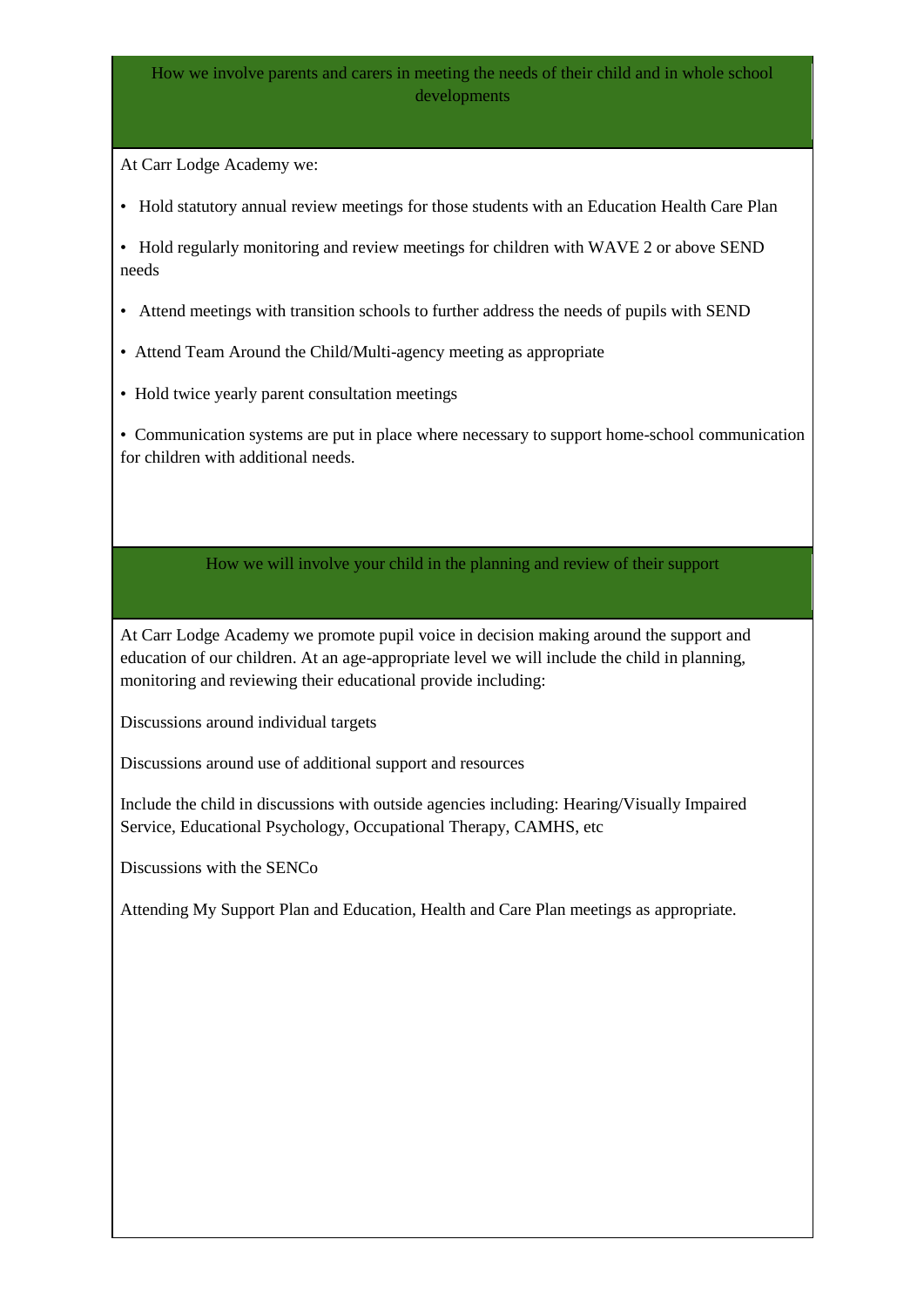## How we involve parents and carers in meeting the needs of their child and in whole school developments

At Carr Lodge Academy we:

- Hold statutory annual review meetings for those students with an Education Health Care Plan
- Hold regularly monitoring and review meetings for children with WAVE 2 or above SEND needs
- Attend meetings with transition schools to further address the needs of pupils with SEND
- Attend Team Around the Child/Multi-agency meeting as appropriate
- Hold twice yearly parent consultation meetings
- Communication systems are put in place where necessary to support home-school communication for children with additional needs.

## How we will involve your child in the planning and review of their support

At Carr Lodge Academy we promote pupil voice in decision making around the support and education of our children. At an age-appropriate level we will include the child in planning, monitoring and reviewing their educational provide including:

Discussions around individual targets

Discussions around use of additional support and resources

Include the child in discussions with outside agencies including: Hearing/Visually Impaired Service, Educational Psychology, Occupational Therapy, CAMHS, etc

Discussions with the SENCo

Attending My Support Plan and Education, Health and Care Plan meetings as appropriate.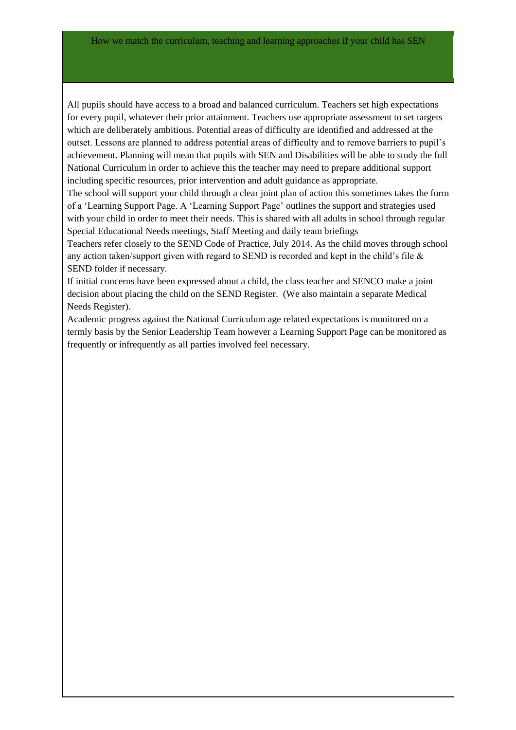## How we match the curriculum, teaching and learning approaches if your child has SEN

All pupils should have access to a broad and balanced curriculum. Teachers set high expectations for every pupil, whatever their prior attainment. Teachers use appropriate assessment to set targets which are deliberately ambitious. Potential areas of difficulty are identified and addressed at the outset. Lessons are planned to address potential areas of difficulty and to remove barriers to pupil's achievement. Planning will mean that pupils with SEN and Disabilities will be able to study the full National Curriculum in order to achieve this the teacher may need to prepare additional support including specific resources, prior intervention and adult guidance as appropriate.

The school will support your child through a clear joint plan of action this sometimes takes the form of a 'Learning Support Page. A 'Learning Support Page' outlines the support and strategies used with your child in order to meet their needs. This is shared with all adults in school through regular Special Educational Needs meetings, Staff Meeting and daily team briefings

Teachers refer closely to the SEND Code of Practice, July 2014. As the child moves through school any action taken/support given with regard to SEND is recorded and kept in the child's file & SEND folder if necessary.

If initial concerns have been expressed about a child, the class teacher and SENCO make a joint decision about placing the child on the SEND Register. (We also maintain a separate Medical Needs Register).

Academic progress against the National Curriculum age related expectations is monitored on a termly basis by the Senior Leadership Team however a Learning Support Page can be monitored as frequently or infrequently as all parties involved feel necessary.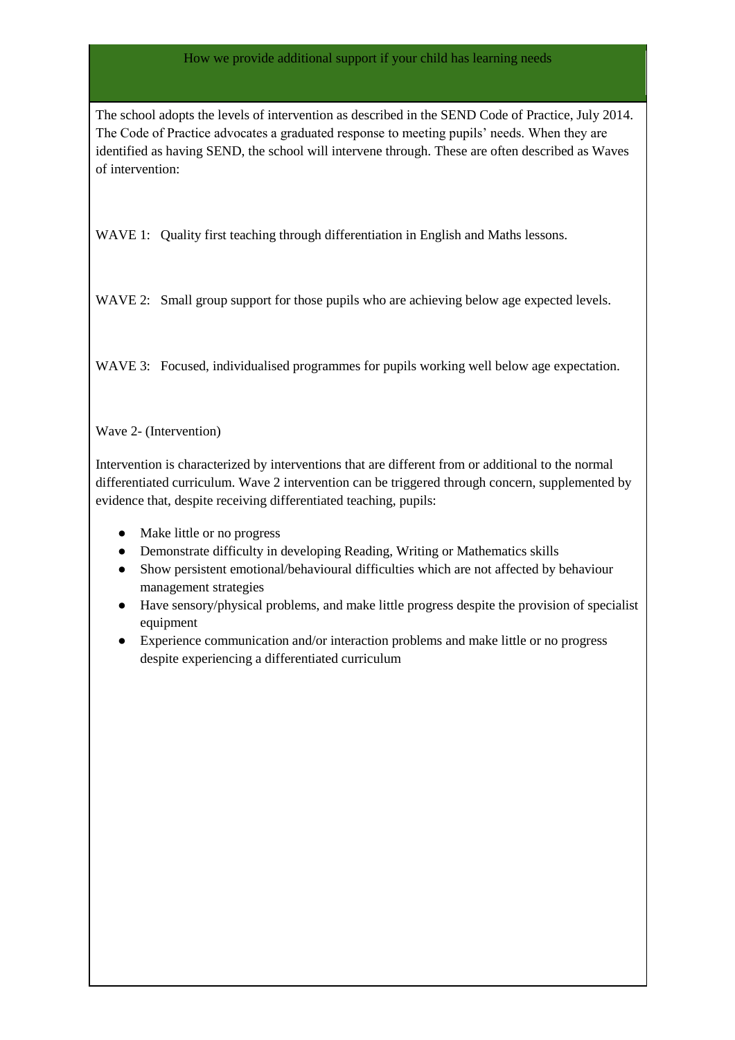## How we provide additional support if your child has learning needs

The school adopts the levels of intervention as described in the SEND Code of Practice, July 2014. The Code of Practice advocates a graduated response to meeting pupils' needs. When they are identified as having SEND, the school will intervene through. These are often described as Waves of intervention:

WAVE 1: Quality first teaching through differentiation in English and Maths lessons.

WAVE 2: Small group support for those pupils who are achieving below age expected levels.

WAVE 3: Focused, individualised programmes for pupils working well below age expectation.

Wave 2- (Intervention)

Intervention is characterized by interventions that are different from or additional to the normal differentiated curriculum. Wave 2 intervention can be triggered through concern, supplemented by evidence that, despite receiving differentiated teaching, pupils:

- Make little or no progress
- Demonstrate difficulty in developing Reading, Writing or Mathematics skills
- Show persistent emotional/behavioural difficulties which are not affected by behaviour management strategies
- Have sensory/physical problems, and make little progress despite the provision of specialist equipment
- Experience communication and/or interaction problems and make little or no progress despite experiencing a differentiated curriculum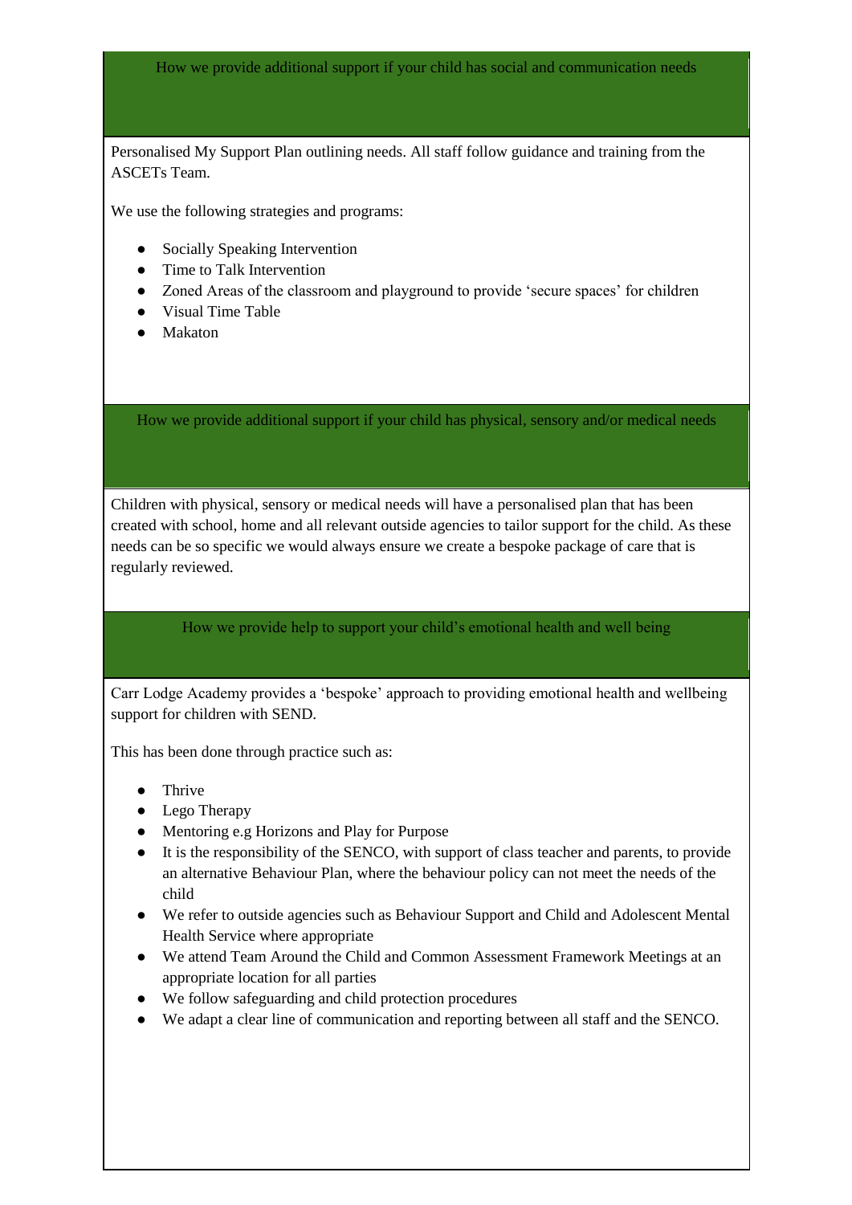## How we provide additional support if your child has social and communication needs

Personalised My Support Plan outlining needs. All staff follow guidance and training from the ASCETs Team.

We use the following strategies and programs:

- Socially Speaking Intervention
- Time to Talk Intervention
- Zoned Areas of the classroom and playground to provide 'secure spaces' for children
- Visual Time Table
- Makaton

## How we provide additional support if your child has physical, sensory and/or medical needs

Children with physical, sensory or medical needs will have a personalised plan that has been created with school, home and all relevant outside agencies to tailor support for the child. As these needs can be so specific we would always ensure we create a bespoke package of care that is regularly reviewed.

## How we provide help to support your child's emotional health and well being

Carr Lodge Academy provides a 'bespoke' approach to providing emotional health and wellbeing support for children with SEND.

This has been done through practice such as:

- Thrive
- Lego Therapy
- Mentoring e.g Horizons and Play for Purpose
- It is the responsibility of the SENCO, with support of class teacher and parents, to provide an alternative Behaviour Plan, where the behaviour policy can not meet the needs of the child
- We refer to outside agencies such as Behaviour Support and Child and Adolescent Mental Health Service where appropriate
- We attend Team Around the Child and Common Assessment Framework Meetings at an appropriate location for all parties
- We follow safeguarding and child protection procedures
- We adapt a clear line of communication and reporting between all staff and the SENCO.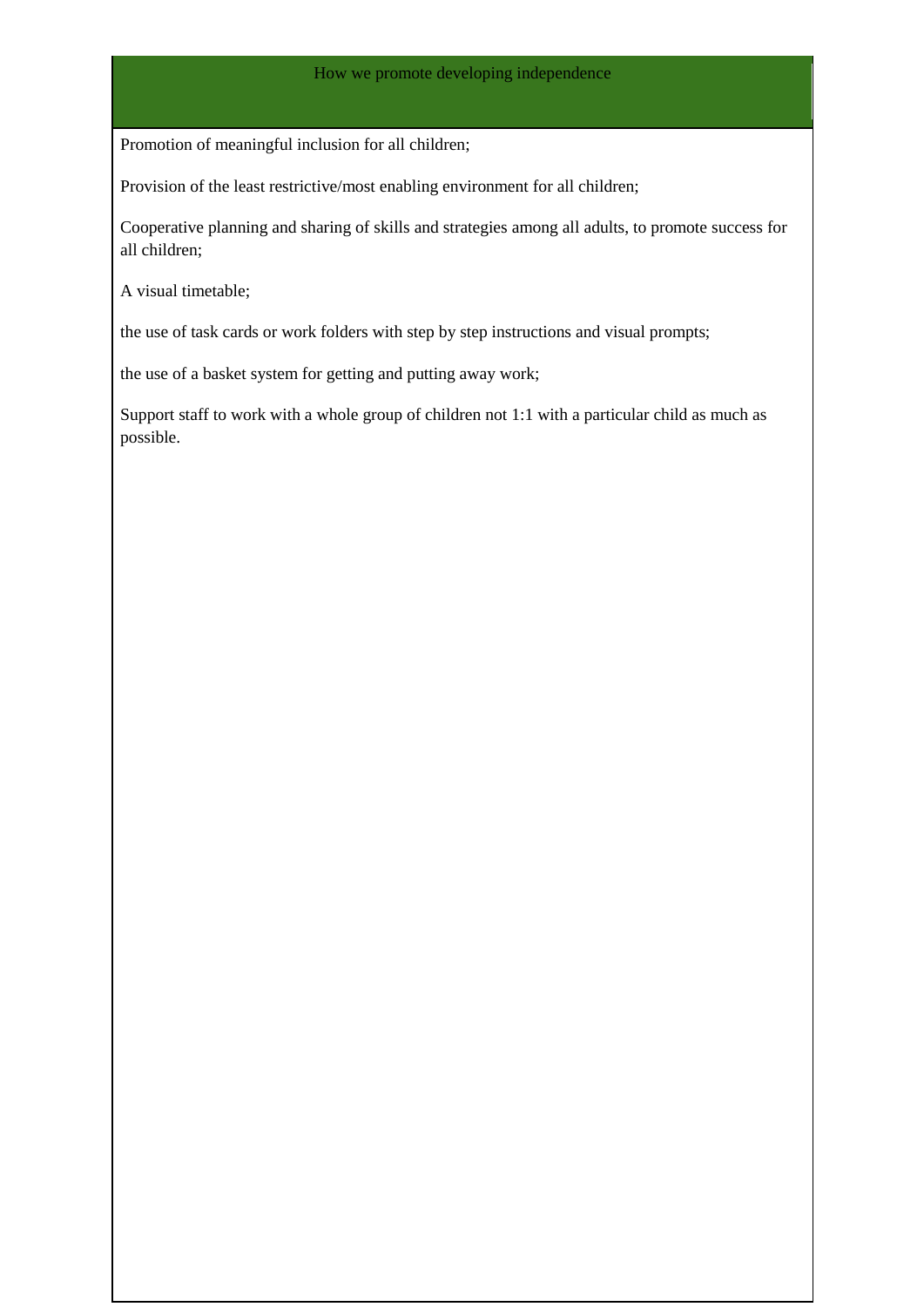## How we promote developing independence

Promotion of meaningful inclusion for all children;

Provision of the least restrictive/most enabling environment for all children;

Cooperative planning and sharing of skills and strategies among all adults, to promote success for all children;

A visual timetable;

the use of task cards or work folders with step by step instructions and visual prompts;

the use of a basket system for getting and putting away work;

Support staff to work with a whole group of children not 1:1 with a particular child as much as possible.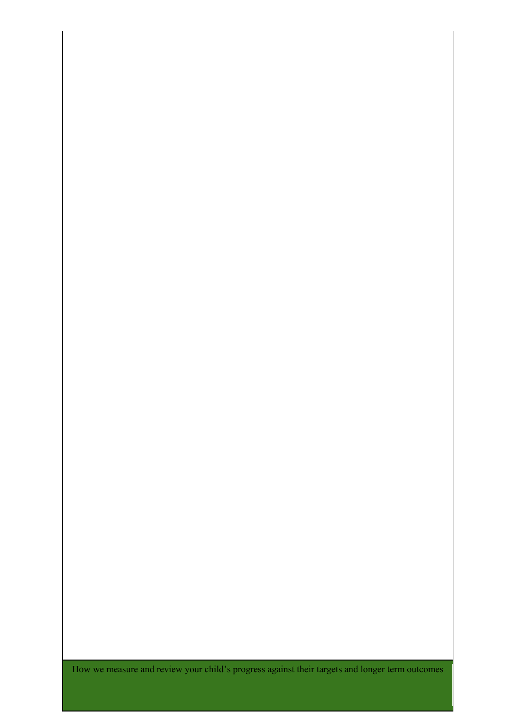## How we measure and review your child's progress against their targets and longer term outcomes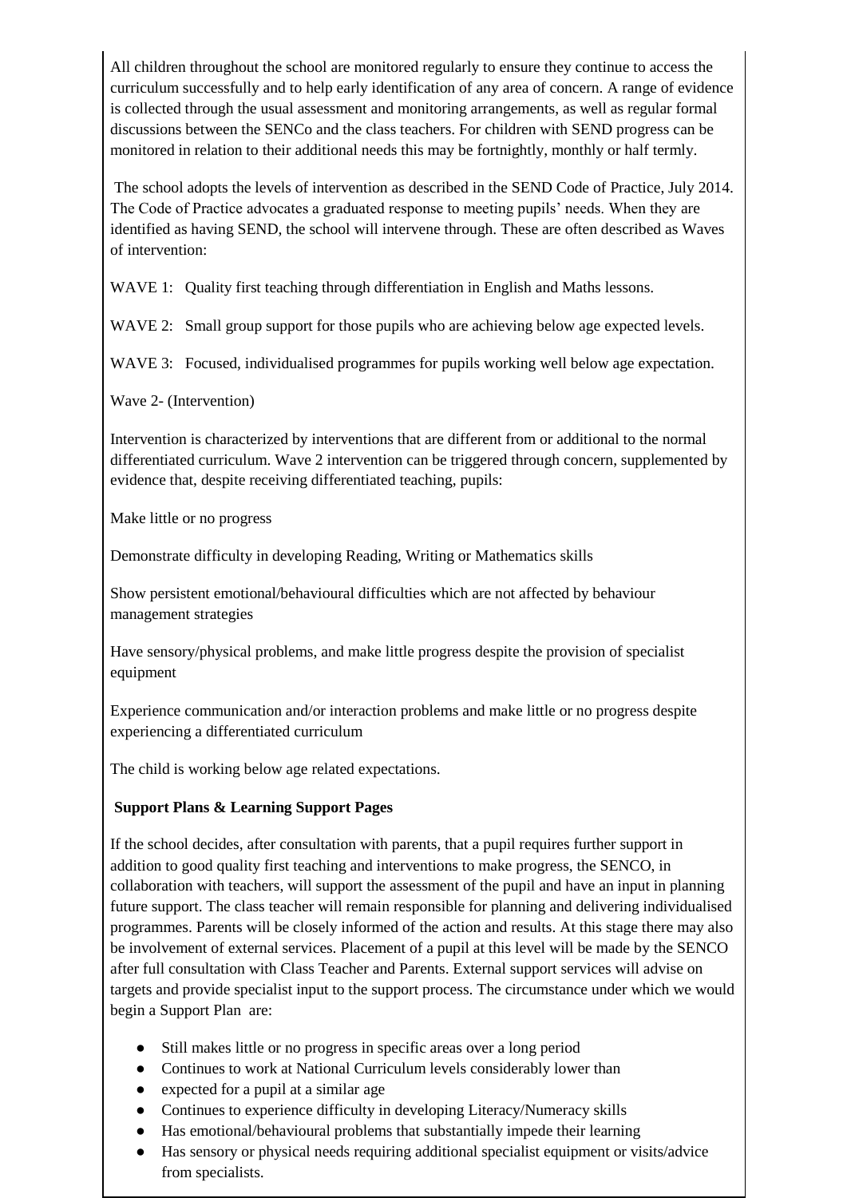All children throughout the school are monitored regularly to ensure they continue to access the curriculum successfully and to help early identification of any area of concern. A range of evidence is collected through the usual assessment and monitoring arrangements, as well as regular formal discussions between the SENCo and the class teachers. For children with SEND progress can be monitored in relation to their additional needs this may be fortnightly, monthly or half termly.

The school adopts the levels of intervention as described in the SEND Code of Practice, July 2014. The Code of Practice advocates a graduated response to meeting pupils' needs. When they are identified as having SEND, the school will intervene through. These are often described as Waves of intervention:

WAVE 1: Quality first teaching through differentiation in English and Maths lessons.

WAVE 2: Small group support for those pupils who are achieving below age expected levels.

WAVE 3: Focused, individualised programmes for pupils working well below age expectation.

Wave 2- (Intervention)

Intervention is characterized by interventions that are different from or additional to the normal differentiated curriculum. Wave 2 intervention can be triggered through concern, supplemented by evidence that, despite receiving differentiated teaching, pupils:

Make little or no progress

Demonstrate difficulty in developing Reading, Writing or Mathematics skills

Show persistent emotional/behavioural difficulties which are not affected by behaviour management strategies

Have sensory/physical problems, and make little progress despite the provision of specialist equipment

Experience communication and/or interaction problems and make little or no progress despite experiencing a differentiated curriculum

The child is working below age related expectations.

**Support Plans & Learning Support Pages**

If the school decides, after consultation with parents, that a pupil requires further support in addition to good quality first teaching and interventions to make progress, the SENCO, in collaboration with teachers, will support the assessment of the pupil and have an input in planning future support. The class teacher will remain responsible for planning and delivering individualised programmes. Parents will be closely informed of the action and results. At this stage there may also be involvement of external services. Placement of a pupil at this level will be made by the SENCO after full consultation with Class Teacher and Parents. External support services will advise on targets and provide specialist input to the support process. The circumstance under which we would begin a Support Plan are:

- Still makes little or no progress in specific areas over a long period
- Continues to work at National Curriculum levels considerably lower than
- expected for a pupil at a similar age
- Continues to experience difficulty in developing Literacy/Numeracy skills
- Has emotional/behavioural problems that substantially impede their learning
- Has sensory or physical needs requiring additional specialist equipment or visits/advice from specialists.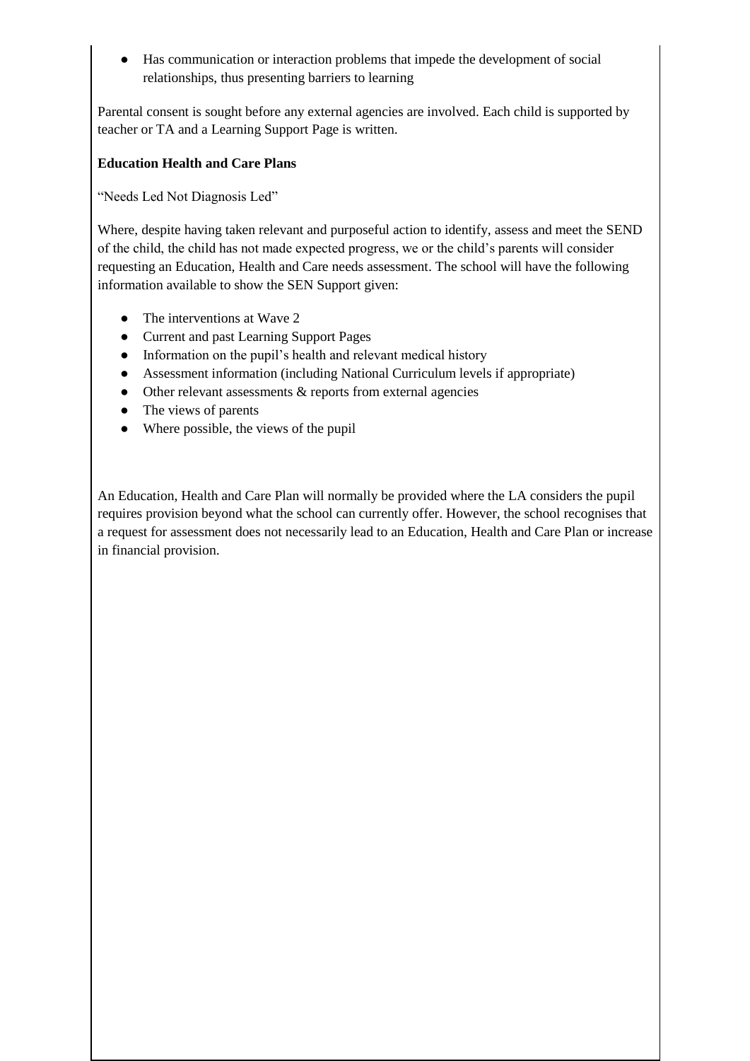- Has communication or interaction problems that impede the development of social relationships, thus presenting barriers to learning

Parental consent is sought before any external agencies are involved. Each child is supported by teacher or TA and a Learning Support Page is written.

**Education Health and Care Plans**

"Needs Led Not Diagnosis Led"

Where, despite having taken relevant and purposeful action to identify, assess and meet the SEND of the child, the child has not made expected progress, we or the child's parents will consider requesting an Education, Health and Care needs assessment. The school will have the following information available to show the SEN Support given:

- The interventions at Wave 2
- Current and past Learning Support Pages
- Information on the pupil's health and relevant medical history
- Assessment information (including National Curriculum levels if appropriate)
- Other relevant assessments & reports from external agencies
- The views of parents
- Where possible, the views of the pupil

An Education, Health and Care Plan will normally be provided where the LA considers the pupil requires provision beyond what the school can currently offer. However, the school recognises that a request for assessment does not necessarily lead to an Education, Health and Care Plan or increase in financial provision.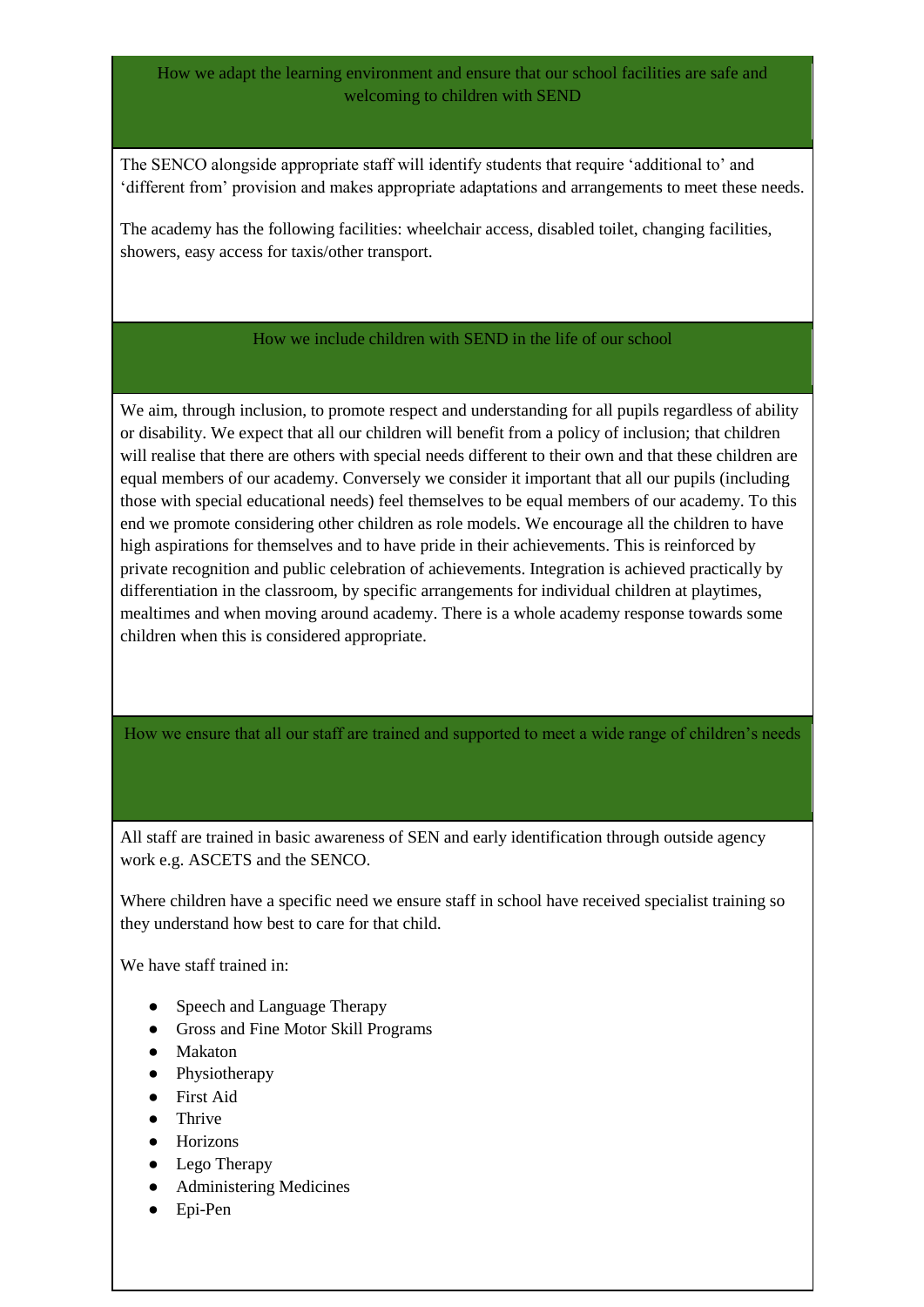## How we adapt the learning environment and ensure that our school facilities are safe and welcoming to children with SEND

The SENCO alongside appropriate staff will identify students that require 'additional to' and 'different from' provision and makes appropriate adaptations and arrangements to meet these needs.

The academy has the following facilities: wheelchair access, disabled toilet, changing facilities, showers, easy access for taxis/other transport.

## How we include children with SEND in the life of our school

We aim, through inclusion, to promote respect and understanding for all pupils regardless of ability or disability. We expect that all our children will benefit from a policy of inclusion; that children will realise that there are others with special needs different to their own and that these children are equal members of our academy. Conversely we consider it important that all our pupils (including those with special educational needs) feel themselves to be equal members of our academy. To this end we promote considering other children as role models. We encourage all the children to have high aspirations for themselves and to have pride in their achievements. This is reinforced by private recognition and public celebration of achievements. Integration is achieved practically by differentiation in the classroom, by specific arrangements for individual children at playtimes, mealtimes and when moving around academy. There is a whole academy response towards some children when this is considered appropriate.

## How we ensure that all our staff are trained and supported to meet a wide range of children's needs

All staff are trained in basic awareness of SEN and early identification through outside agency work e.g. ASCETS and the SENCO.

Where children have a specific need we ensure staff in school have received specialist training so they understand how best to care for that child.

We have staff trained in:

- Speech and Language Therapy
- Gross and Fine Motor Skill Programs
- Makaton
- Physiotherapy
- First Aid
- Thrive
- Horizons
- Lego Therapy
- Administering Medicines
- Epi-Pen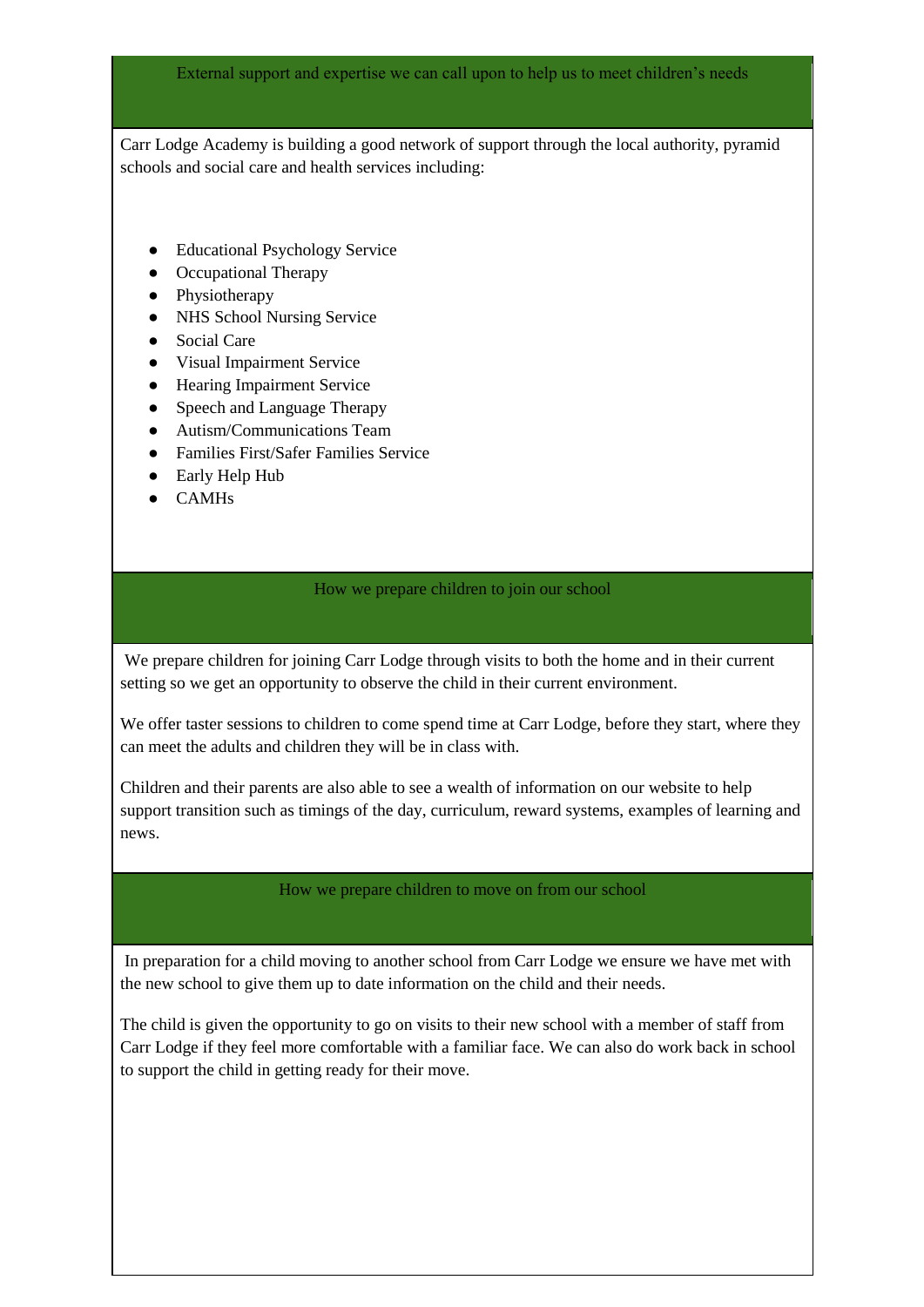## External support and expertise we can call upon to help us to meet children's needs

Carr Lodge Academy is building a good network of support through the local authority, pyramid schools and social care and health services including:

- Educational Psychology Service
- Occupational Therapy
- Physiotherapy
- NHS School Nursing Service
- Social Care
- Visual Impairment Service
- Hearing Impairment Service
- Speech and Language Therapy
- Autism/Communications Team
- Families First/Safer Families Service
- Early Help Hub
- CAMHs

## How we prepare children to join our school

We prepare children for joining Carr Lodge through visits to both the home and in their current setting so we get an opportunity to observe the child in their current environment.

We offer taster sessions to children to come spend time at Carr Lodge, before they start, where they can meet the adults and children they will be in class with.

Children and their parents are also able to see a wealth of information on our website to help support transition such as timings of the day, curriculum, reward systems, examples of learning and news.

## How we prepare children to move on from our school

In preparation for a child moving to another school from Carr Lodge we ensure we have met with the new school to give them up to date information on the child and their needs.

The child is given the opportunity to go on visits to their new school with a member of staff from Carr Lodge if they feel more comfortable with a familiar face. We can also do work back in school to support the child in getting ready for their move.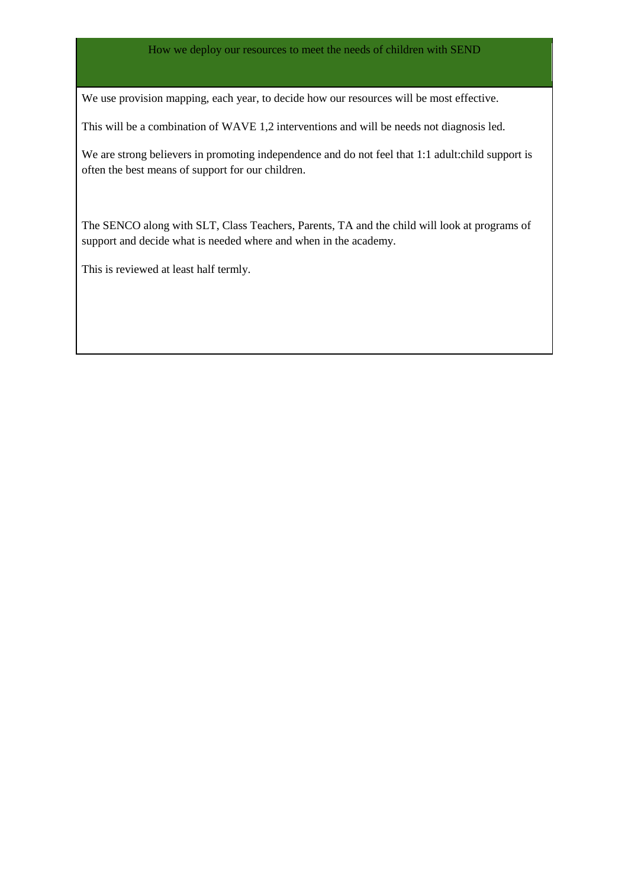## How we deploy our resources to meet the needs of children with SEND

We use provision mapping, each year, to decide how our resources will be most effective.

This will be a combination of WAVE 1,2 interventions and will be needs not diagnosis led.

We are strong believers in promoting independence and do not feel that 1:1 adult:child support is often the best means of support for our children.

The SENCO along with SLT, Class Teachers, Parents, TA and the child will look at programs of support and decide what is needed where and when in the academy.

This is reviewed at least half termly.